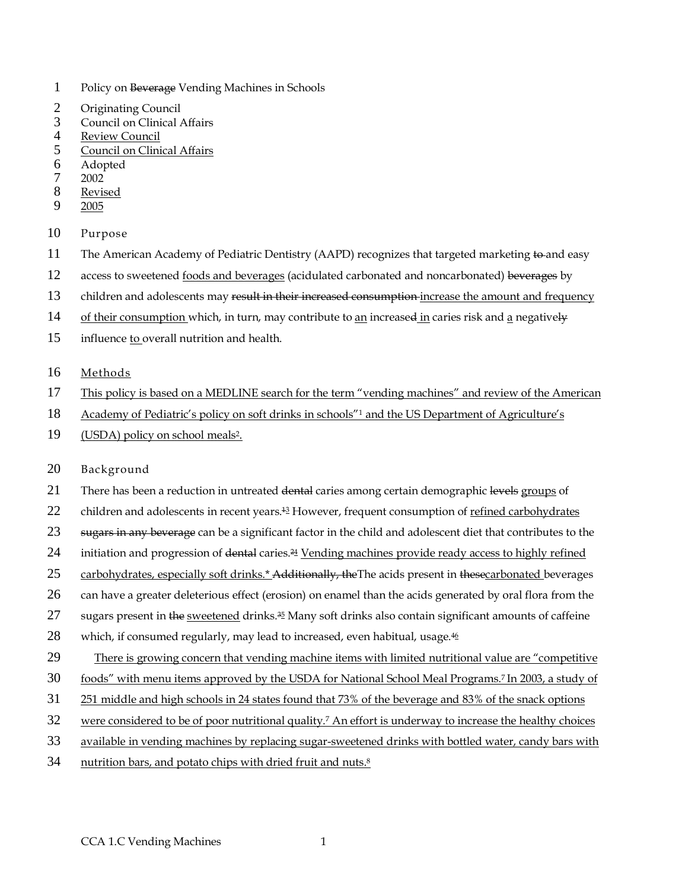# Policy on ~~Beverage~~ Vending Machines in Schools

Originating Council
Council on Clinical Affairs
Review Council
Council on Clinical Affairs
Adopted
2002
Revised
2005

## Purpose

The American Academy of Pediatric Dentistry (AAPD) recognizes that targeted marketing ~~to~~ and easy access to sweetened foods and beverages (acidulated carbonated and noncarbonated) ~~beverages~~ by children and adolescents may ~~result in their increased consumption~~ increase the amount and frequency of their consumption which, in turn, may contribute to an increase~~d~~ in caries risk and a negative~~ly~~ influence to overall nutrition and health.

## Methods

This policy is based on a MEDLINE search for the term "vending machines" and review of the American Academy of Pediatric's policy on soft drinks in schools"[1] and the US Department of Agriculture's (USDA) policy on school meals[2].

## Background

There has been a reduction in untreated ~~dental~~ caries among certain demographic ~~levels~~ groups of children and adolescents in recent years.[~~1~~3] However, frequent consumption of refined carbohydrates ~~sugars in any beverage~~ can be a significant factor in the child and adolescent diet that contributes to the initiation and progression of ~~dental~~ caries.[~~2~~4] Vending machines provide ready access to highly refined carbohydrates, especially soft drinks.* ~~Additionally, the~~The acids present in ~~these~~carbonated beverages can have a greater deleterious effect (erosion) on enamel than the acids generated by oral flora from the sugars present in ~~the~~ sweetened drinks.[~~3~~5] Many soft drinks also contain significant amounts of caffeine which, if consumed regularly, may lead to increased, even habitual, usage.[~~4~~6]

There is growing concern that vending machine items with limited nutritional value are "competitive foods" with menu items approved by the USDA for National School Meal Programs.[7] In 2003, a study of 251 middle and high schools in 24 states found that 73% of the beverage and 83% of the snack options were considered to be of poor nutritional quality.[7] An effort is underway to increase the healthy choices available in vending machines by replacing sugar-sweetened drinks with bottled water, candy bars with nutrition bars, and potato chips with dried fruit and nuts.[8]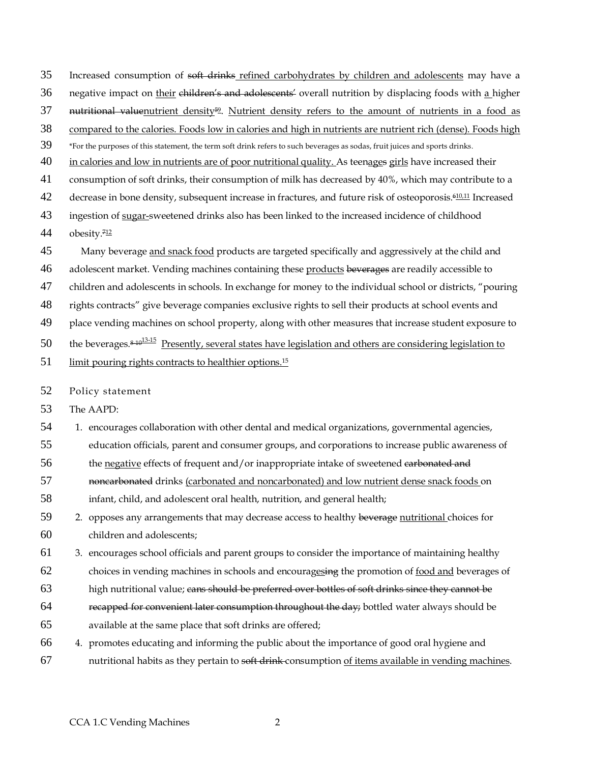Increased consumption of ~~soft drinks~~ refined carbohydrates by children and adolescents may have a negative impact on their ~~children's and adolescents'~~ overall nutrition by displacing foods with a higher ~~nutritional value~~nutrient density[5,9]. Nutrient density refers to the amount of nutrients in a food as compared to the calories. Foods low in calories and high in nutrients are nutrient rich (dense). Foods high in calories and low in nutrients are of poor nutritional quality. As teenages girls have increased their consumption of soft drinks, their consumption of milk has decreased by 40%, which may contribute to a decrease in bone density, subsequent increase in fractures, and future risk of osteoporosis.[6,10,11] Increased ingestion of sugar-sweetened drinks also has been linked to the increased incidence of childhood obesity.[7,12]

*For the purposes of this statement, the term soft drink refers to such beverages as sodas, fruit juices and sports drinks.

Many beverage and snack food products are targeted specifically and aggressively at the child and adolescent market. Vending machines containing these products ~~beverages~~ are readily accessible to children and adolescents in schools. In exchange for money to the individual school or districts, "pouring rights contracts" give beverage companies exclusive rights to sell their products at school events and place vending machines on school property, along with other measures that increase student exposure to the beverages.[8-10,13-15] Presently, several states have legislation and others are considering legislation to limit pouring rights contracts to healthier options.[15]

## Policy statement

The AAPD:

1. encourages collaboration with other dental and medical organizations, governmental agencies, education officials, parent and consumer groups, and corporations to increase public awareness of the negative effects of frequent and/or inappropriate intake of sweetened ~~carbonated and noncarbonated~~ drinks (carbonated and noncarbonated) and low nutrient dense snack foods on infant, child, and adolescent oral health, nutrition, and general health;
2. opposes any arrangements that may decrease access to healthy ~~beverage~~ nutritional choices for children and adolescents;
3. encourages school officials and parent groups to consider the importance of maintaining healthy choices in vending machines in schools and encourageses the promotion of food and beverages of high nutritional value; ~~cans should be preferred over bottles of soft drinks since they cannot be recapped for convenient later consumption throughout the day;~~ bottled water always should be available at the same place that soft drinks are offered;
4. promotes educating and informing the public about the importance of good oral hygiene and nutritional habits as they pertain to ~~soft drink~~ consumption of items available in vending machines.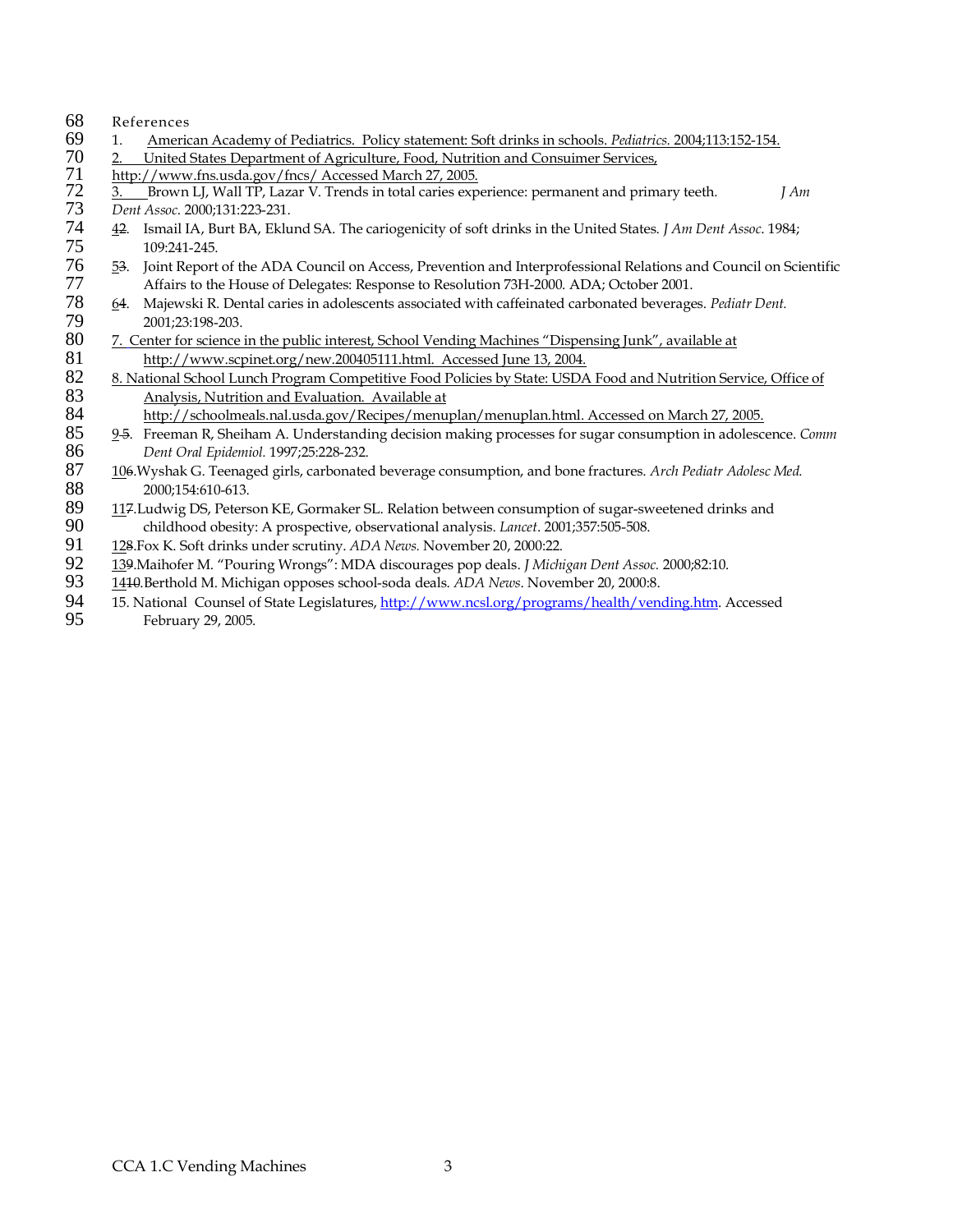References

1. American Academy of Pediatrics. Policy statement: Soft drinks in schools. *Pediatrics.* 2004;113:152-154.
2. United States Department of Agriculture, Food, Nutrition and Consuimer Services, http://www.fns.usda.gov/fncs/ Accessed March 27, 2005.
3. Brown LJ, Wall TP, Lazar V. Trends in total caries experience: permanent and primary teeth. *J Am Dent Assoc*. 2000;131:223-231.
4. Ismail IA, Burt BA, Eklund SA. The cariogenicity of soft drinks in the United States. *J Am Dent Assoc*. 1984; 109:241-245.
5. Joint Report of the ADA Council on Access, Prevention and Interprofessional Relations and Council on Scientific Affairs to the House of Delegates: Response to Resolution 73H-2000. ADA; October 2001.
6. Majewski R. Dental caries in adolescents associated with caffeinated carbonated beverages. *Pediatr Dent.* 2001;23:198-203.
7. Center for science in the public interest, School Vending Machines "Dispensing Junk", available at http://www.scpinet.org/new.200405111.html. Accessed June 13, 2004.
8. National School Lunch Program Competitive Food Policies by State: USDA Food and Nutrition Service, Office of Analysis, Nutrition and Evaluation. Available at http://schoolmeals.nal.usda.gov/Recipes/menuplan/menuplan.html. Accessed on March 27, 2005.
9. Freeman R, Sheiham A. Understanding decision making processes for sugar consumption in adolescence. *Comm Dent Oral Epidemiol.* 1997;25:228-232.
10. Wyshak G. Teenaged girls, carbonated beverage consumption, and bone fractures. *Arch Pediatr Adolesc Med.* 2000;154:610-613.
11. Ludwig DS, Peterson KE, Gormaker SL. Relation between consumption of sugar-sweetened drinks and childhood obesity: A prospective, observational analysis. *Lancet*. 2001;357:505-508.
12. Fox K. Soft drinks under scrutiny. *ADA News.* November 20, 2000:22.
13. Maihofer M. "Pouring Wrongs": MDA discourages pop deals. *J Michigan Dent Assoc.* 2000;82:10.
14. Berthold M. Michigan opposes school-soda deals. *ADA News*. November 20, 2000:8.
15. National Counsel of State Legislatures, http://www.ncsl.org/programs/health/vending.htm. Accessed February 29, 2005.